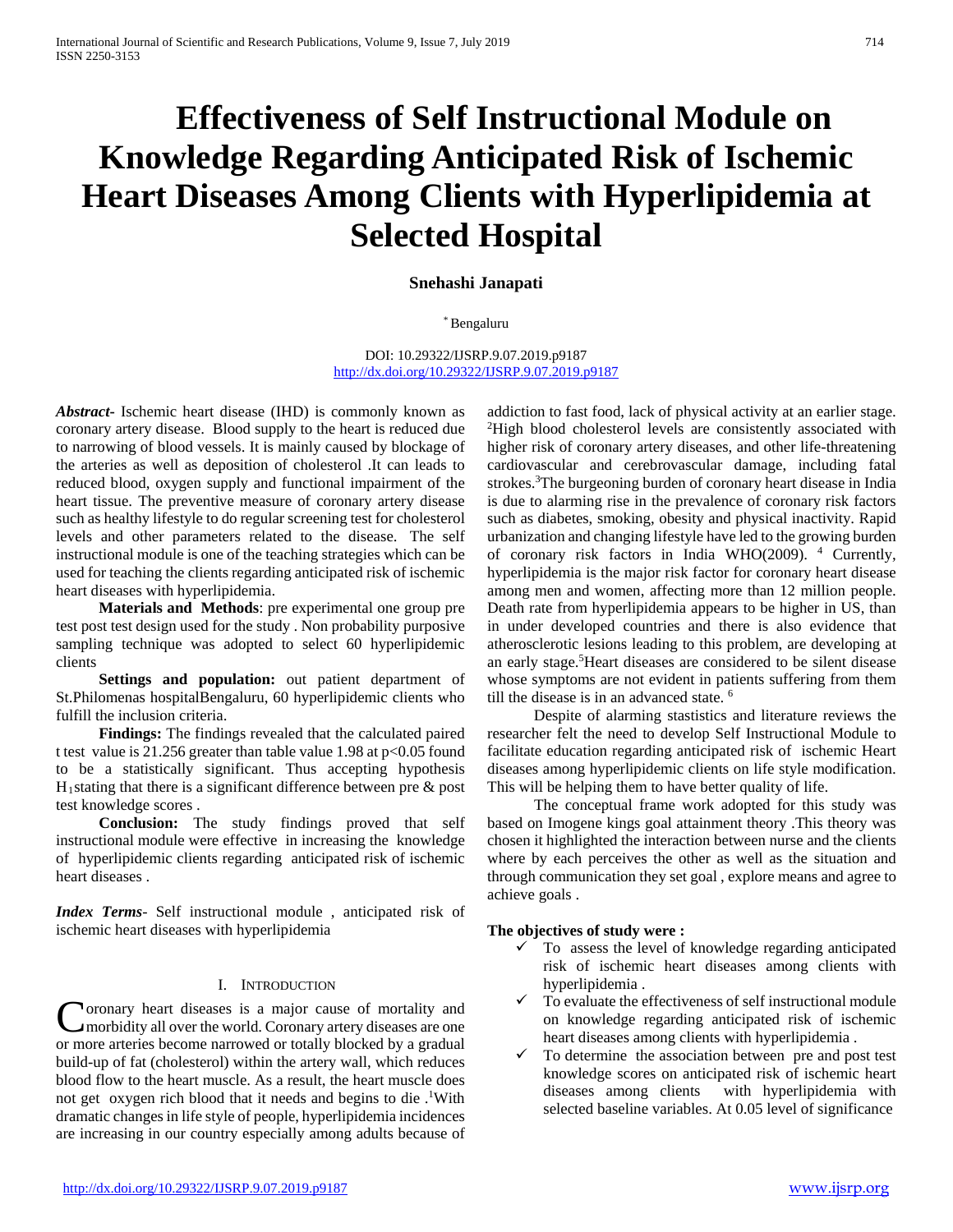# Effectiveness of Self Instructional Module on Knowledge Regarding Anticipated Risk of Ischemic Heart Diseases Among Clients with Hyperlipidemia at Selected Hospital

**Snehashi Janapati**

[*] Bengaluru

DOI: 10.29322/IJSRP.9.07.2019.p9187
http://dx.doi.org/10.29322/IJSRP.9.07.2019.p9187

***Abstract***- Ischemic heart disease (IHD) is commonly known as coronary artery disease. Blood supply to the heart is reduced due to narrowing of blood vessels. It is mainly caused by blockage of the arteries as well as deposition of cholesterol .It can leads to reduced blood, oxygen supply and functional impairment of the heart tissue. The preventive measure of coronary artery disease such as healthy lifestyle to do regular screening test for cholesterol levels and other parameters related to the disease. The self instructional module is one of the teaching strategies which can be used for teaching the clients regarding anticipated risk of ischemic heart diseases with hyperlipidemia.

**Materials and Methods**: pre experimental one group pre test post test design used for the study . Non probability purposive sampling technique was adopted to select 60 hyperlipidemic clients

**Settings and population:** out patient department of St.Philomenas hospitalBengaluru, 60 hyperlipidemic clients who fulfill the inclusion criteria.

**Findings:** The findings revealed that the calculated paired t test value is 21.256 greater than table value 1.98 at $p<0.05$ found to be a statistically significant. Thus accepting hypothesis $H_1$ stating that there is a significant difference between pre & post test knowledge scores .

**Conclusion:** The study findings proved that self instructional module were effective in increasing the knowledge of hyperlipidemic clients regarding anticipated risk of ischemic heart diseases .

***Index Terms***- Self instructional module , anticipated risk of ischemic heart diseases with hyperlipidemia

## I. Introduction

Coronary heart diseases is a major cause of mortality and morbidity all over the world. Coronary artery diseases are one or more arteries become narrowed or totally blocked by a gradual build-up of fat (cholesterol) within the artery wall, which reduces blood flow to the heart muscle. As a result, the heart muscle does not get oxygen rich blood that it needs and begins to die .[1]With dramatic changes in life style of people, hyperlipidemia incidences are increasing in our country especially among adults because of addiction to fast food, lack of physical activity at an earlier stage.[2]High blood cholesterol levels are consistently associated with higher risk of coronary artery diseases, and other life-threatening cardiovascular and cerebrovascular damage, including fatal strokes.[3]The burgeoning burden of coronary heart disease in India is due to alarming rise in the prevalence of coronary risk factors such as diabetes, smoking, obesity and physical inactivity. Rapid urbanization and changing lifestyle have led to the growing burden of coronary risk factors in India WHO(2009). [4] Currently, hyperlipidemia is the major risk factor for coronary heart disease among men and women, affecting more than 12 million people. Death rate from hyperlipidemia appears to be higher in US, than in under developed countries and there is also evidence that atherosclerotic lesions leading to this problem, are developing at an early stage.[5]Heart diseases are considered to be silent disease whose symptoms are not evident in patients suffering from them till the disease is in an advanced state. [6]

Despite of alarming stastistics and literature reviews the researcher felt the need to develop Self Instructional Module to facilitate education regarding anticipated risk of ischemic Heart diseases among hyperlipidemic clients on life style modification. This will be helping them to have better quality of life.

The conceptual frame work adopted for this study was based on Imogene kings goal attainment theory .This theory was chosen it highlighted the interaction between nurse and the clients where by each perceives the other as well as the situation and through communication they set goal , explore means and agree to achieve goals .

**The objectives of study were :**

- ✓ To assess the level of knowledge regarding anticipated risk of ischemic heart diseases among clients with hyperlipidemia .
- ✓ To evaluate the effectiveness of self instructional module on knowledge regarding anticipated risk of ischemic heart diseases among clients with hyperlipidemia .
- ✓ To determine the association between pre and post test knowledge scores on anticipated risk of ischemic heart diseases among clients with hyperlipidemia with selected baseline variables. At 0.05 level of significance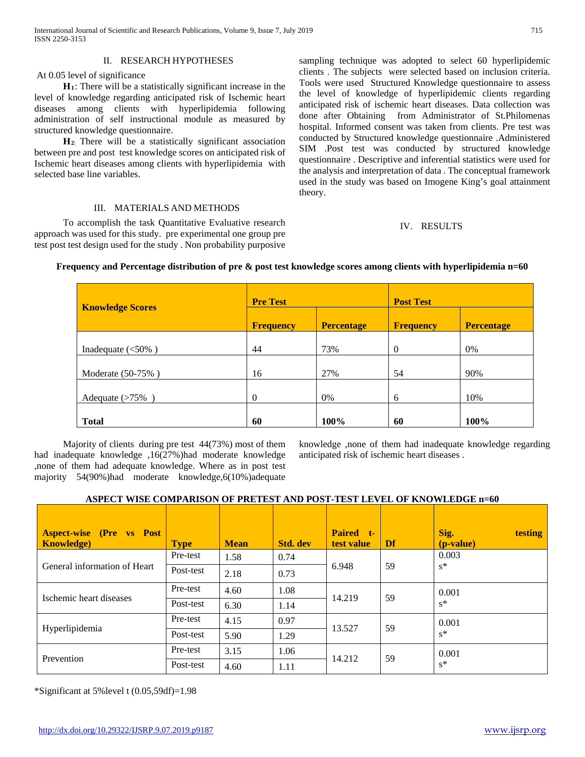## II. RESEARCH HYPOTHESES

At 0.05 level of significance

**H1**: There will be a statistically significant increase in the level of knowledge regarding anticipated risk of Ischemic heart diseases among clients with hyperlipidemia following administration of self instructional module as measured by structured knowledge questionnaire.

**H2**: There will be a statistically significant association between pre and post test knowledge scores on anticipated risk of Ischemic heart diseases among clients with hyperlipidemia with selected base line variables.

## III. MATERIALS AND METHODS

To accomplish the task Quantitative Evaluative research approach was used for this study. pre experimental one group pre test post test design used for the study . Non probability purposive sampling technique was adopted to select 60 hyperlipidemic clients . The subjects were selected based on inclusion criteria. Tools were used Structured Knowledge questionnaire to assess the level of knowledge of hyperlipidemic clients regarding anticipated risk of ischemic heart diseases. Data collection was done after Obtaining from Administrator of St.Philomenas hospital. Informed consent was taken from clients. Pre test was conducted by Structured knowledge questionnaire .Administered SIM .Post test was conducted by structured knowledge questionnaire . Descriptive and inferential statistics were used for the analysis and interpretation of data . The conceptual framework used in the study was based on Imogene King's goal attainment theory.

## IV. RESULTS

**Frequency and Percentage distribution of pre & post test knowledge scores among clients with hyperlipidemia n=60**

| Knowledge Scores | Pre Test | | Post Test | |
|---|---|---|---|---|
| | Frequency | Percentage | Frequency | Percentage |
| Inadequate (<50% ) | 44 | 73% | 0 | 0% |
| Moderate (50-75% ) | 16 | 27% | 54 | 90% |
| Adequate (>75% ) | 0 | 0% | 6 | 10% |
| **Total** | **60** | **100%** | **60** | **100%** |

Majority of clients during pre test 44(73%) most of them had inadequate knowledge ,16(27%)had moderate knowledge ,none of them had adequate knowledge. Where as in post test majority 54(90%)had moderate knowledge,6(10%)adequate knowledge ,none of them had inadequate knowledge regarding anticipated risk of ischemic heart diseases .

**ASPECT WISE COMPARISON OF PRETEST AND POST-TEST LEVEL OF KNOWLEDGE n=60**

| Aspect-wise (Pre vs Post Knowledge) | Type | Mean | Std. dev | Paired t-test value | Df | Sig. testing (p-value) |
|---|---|---|---|---|---|---|
| General information of Heart | Pre-test | 1.58 | 0.74 | 6.948 | 59 | 0.003 s* |
| | Post-test | 2.18 | 0.73 | | | |
| Ischemic heart diseases | Pre-test | 4.60 | 1.08 | 14.219 | 59 | 0.001 s* |
| | Post-test | 6.30 | 1.14 | | | |
| Hyperlipidemia | Pre-test | 4.15 | 0.97 | 13.527 | 59 | 0.001 s* |
| | Post-test | 5.90 | 1.29 | | | |
| Prevention | Pre-test | 3.15 | 1.06 | 14.212 | 59 | 0.001 s* |
| | Post-test | 4.60 | 1.11 | | | |

*Significant at 5%level t (0.05,59df)=1.98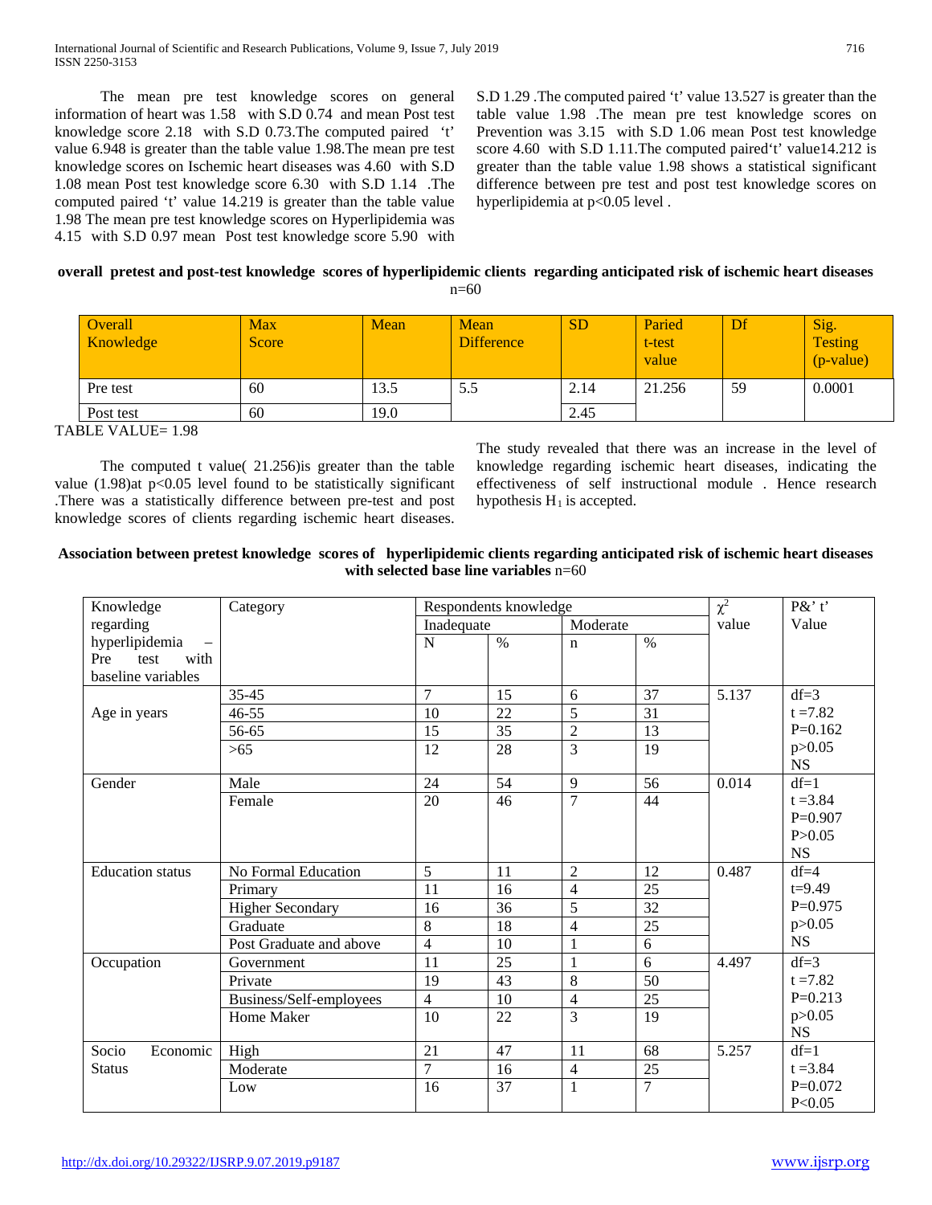The mean pre test knowledge scores on general information of heart was 1.58 with S.D 0.74 and mean Post test knowledge score 2.18 with S.D 0.73.The computed paired 't' value 6.948 is greater than the table value 1.98.The mean pre test knowledge scores on Ischemic heart diseases was 4.60 with S.D 1.08 mean Post test knowledge score 6.30 with S.D 1.14 .The computed paired 't' value 14.219 is greater than the table value 1.98 The mean pre test knowledge scores on Hyperlipidemia was 4.15 with S.D 0.97 mean Post test knowledge score 5.90 with S.D 1.29 .The computed paired 't' value 13.527 is greater than the table value 1.98 .The mean pre test knowledge scores on Prevention was 3.15 with S.D 1.06 mean Post test knowledge score 4.60 with S.D 1.11.The computed paired't' value14.212 is greater than the table value 1.98 shows a statistical significant difference between pre test and post test knowledge scores on hyperlipidemia at $p<0.05$ level .

**overall pretest and post-test knowledge scores of hyperlipidemic clients regarding anticipated risk of ischemic heart diseases** n=60

| Overall Knowledge | Max Score | Mean | Mean Difference | SD | Paried t-test value | Df | Sig. Testing (p-value) |
|---|---|---|---|---|---|---|---|
| Pre test | 60 | 13.5 | 5.5 | 2.14 | 21.256 | 59 | 0.0001 |
| Post test | 60 | 19.0 | | 2.45 | | | |

TABLE VALUE= 1.98

The computed t value( 21.256)is greater than the table value (1.98)at $p<0.05$ level found to be statistically significant .There was a statistically difference between pre-test and post knowledge scores of clients regarding ischemic heart diseases. The study revealed that there was an increase in the level of knowledge regarding ischemic heart diseases, indicating the effectiveness of self instructional module . Hence research hypothesis $H_1$ is accepted.

**Association between pretest knowledge scores of hyperlipidemic clients regarding anticipated risk of ischemic heart diseases with selected base line variables** n=60

| Knowledge regarding hyperlipidemia – Pre test with baseline variables | Category | Respondents knowledge | | | | $\chi^2$ value | P&' t' Value |
|---|---|---|---|---|---|---|---|
| | | Inadequate | | Moderate | | | |
| | | N | % | n | % | | |
| Age in years | 35-45 | 7 | 15 | 6 | 37 | 5.137 | df=3 t =7.82 P=0.162 p>0.05 NS |
| | 46-55 | 10 | 22 | 5 | 31 | | |
| | 56-65 | 15 | 35 | 2 | 13 | | |
| | >65 | 12 | 28 | 3 | 19 | | |
| Gender | Male | 24 | 54 | 9 | 56 | 0.014 | df=1 t =3.84 P=0.907 P>0.05 NS |
| | Female | 20 | 46 | 7 | 44 | | |
| Education status | No Formal Education | 5 | 11 | 2 | 12 | 0.487 | df=4 t=9.49 P=0.975 p>0.05 NS |
| | Primary | 11 | 16 | 4 | 25 | | |
| | Higher Secondary | 16 | 36 | 5 | 32 | | |
| | Graduate | 8 | 18 | 4 | 25 | | |
| | Post Graduate and above | 4 | 10 | 1 | 6 | | |
| Occupation | Government | 11 | 25 | 1 | 6 | 4.497 | df=3 t =7.82 P=0.213 p>0.05 NS |
| | Private | 19 | 43 | 8 | 50 | | |
| | Business/Self-employees | 4 | 10 | 4 | 25 | | |
| | Home Maker | 10 | 22 | 3 | 19 | | |
| Socio Economic Status | High | 21 | 47 | 11 | 68 | 5.257 | df=1 t =3.84 P=0.072 P<0.05 |
| | Moderate | 7 | 16 | 4 | 25 | | |
| | Low | 16 | 37 | 1 | 7 | | |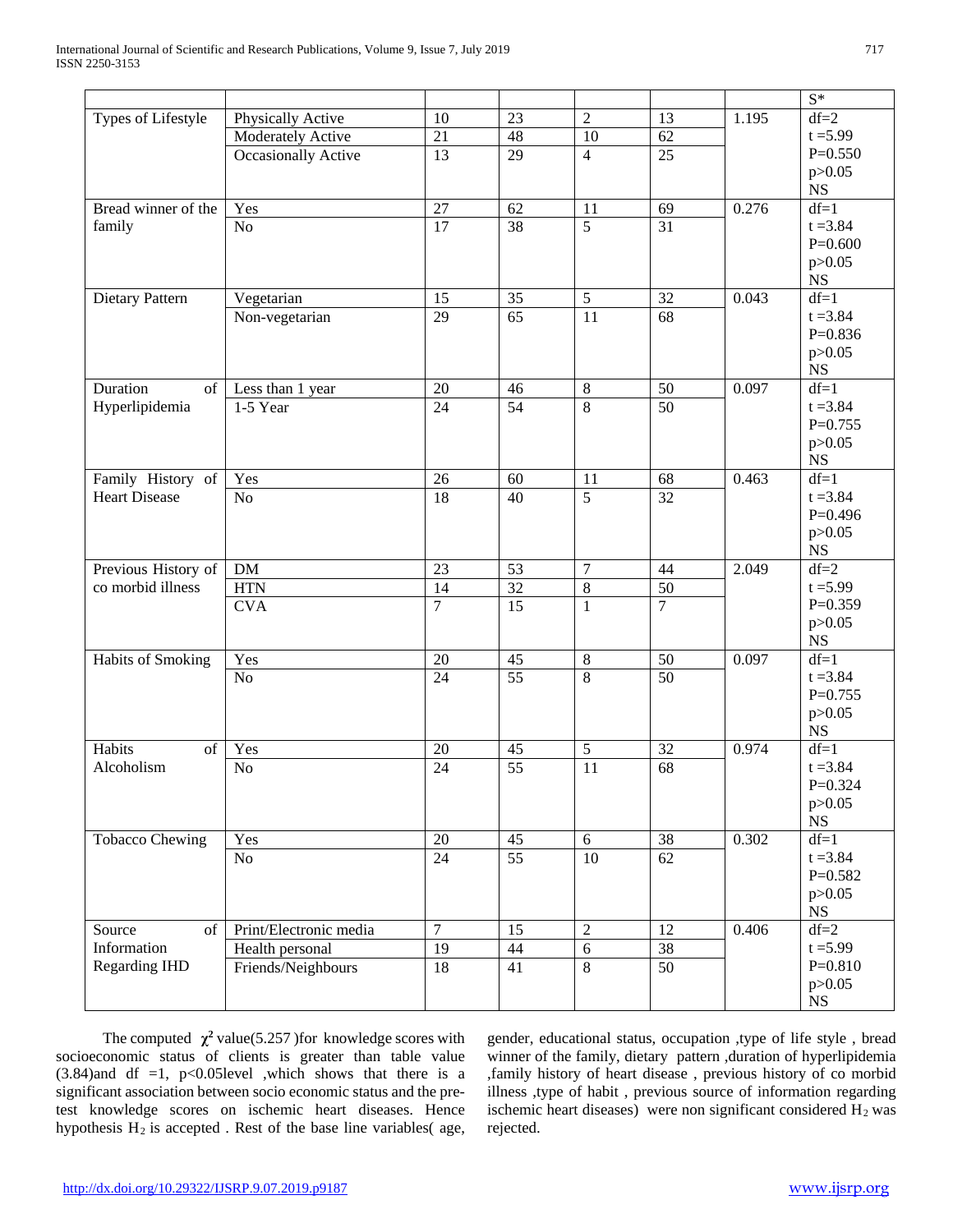| | | | | | | | S* |
|---|---|---|---|---|---|---|---|
| Types of Lifestyle | Physically Active | 10 | 23 | 2 | 13 | 1.195 | df=2 |
| | Moderately Active | 21 | 48 | 10 | 62 | | t =5.99 |
| | Occasionally Active | 13 | 29 | 4 | 25 | | P=0.550 p>0.05 NS |
| Bread winner of the family | Yes | 27 | 62 | 11 | 69 | 0.276 | df=1 |
| | No | 17 | 38 | 5 | 31 | | t =3.84 P=0.600 p>0.05 NS |
| Dietary Pattern | Vegetarian | 15 | 35 | 5 | 32 | 0.043 | df=1 |
| | Non-vegetarian | 29 | 65 | 11 | 68 | | t =3.84 P=0.836 p>0.05 NS |
| Duration of Hyperlipidemia | Less than 1 year | 20 | 46 | 8 | 50 | 0.097 | df=1 |
| | 1-5 Year | 24 | 54 | 8 | 50 | | t =3.84 P=0.755 p>0.05 NS |
| Family History of Heart Disease | Yes | 26 | 60 | 11 | 68 | 0.463 | df=1 |
| | No | 18 | 40 | 5 | 32 | | t =3.84 P=0.496 p>0.05 NS |
| Previous History of co morbid illness | DM | 23 | 53 | 7 | 44 | 2.049 | df=2 |
| | HTN | 14 | 32 | 8 | 50 | | t =5.99 |
| | CVA | 7 | 15 | 1 | 7 | | P=0.359 p>0.05 NS |
| Habits of Smoking | Yes | 20 | 45 | 8 | 50 | 0.097 | df=1 |
| | No | 24 | 55 | 8 | 50 | | t =3.84 P=0.755 p>0.05 NS |
| Habits of Alcoholism | Yes | 20 | 45 | 5 | 32 | 0.974 | df=1 |
| | No | 24 | 55 | 11 | 68 | | t =3.84 P=0.324 p>0.05 NS |
| Tobacco Chewing | Yes | 20 | 45 | 6 | 38 | 0.302 | df=1 |
| | No | 24 | 55 | 10 | 62 | | t =3.84 P=0.582 p>0.05 NS |
| Source of Information Regarding IHD | Print/Electronic media | 7 | 15 | 2 | 12 | 0.406 | df=2 |
| | Health personal | 19 | 44 | 6 | 38 | | t =5.99 |
| | Friends/Neighbours | 18 | 41 | 8 | 50 | | P=0.810 p>0.05 NS |

The computed $\chi^2$ value(5.257 )for knowledge scores with socioeconomic status of clients is greater than table value (3.84)and df =1, p<0.05level ,which shows that there is a significant association between socio economic status and the pre-test knowledge scores on ischemic heart diseases. Hence hypothesis $H_2$ is accepted . Rest of the base line variables( age, gender, educational status, occupation ,type of life style , bread winner of the family, dietary pattern ,duration of hyperlipidemia ,family history of heart disease , previous history of co morbid illness ,type of habit , previous source of information regarding ischemic heart diseases) were non significant considered $H_2$ was rejected.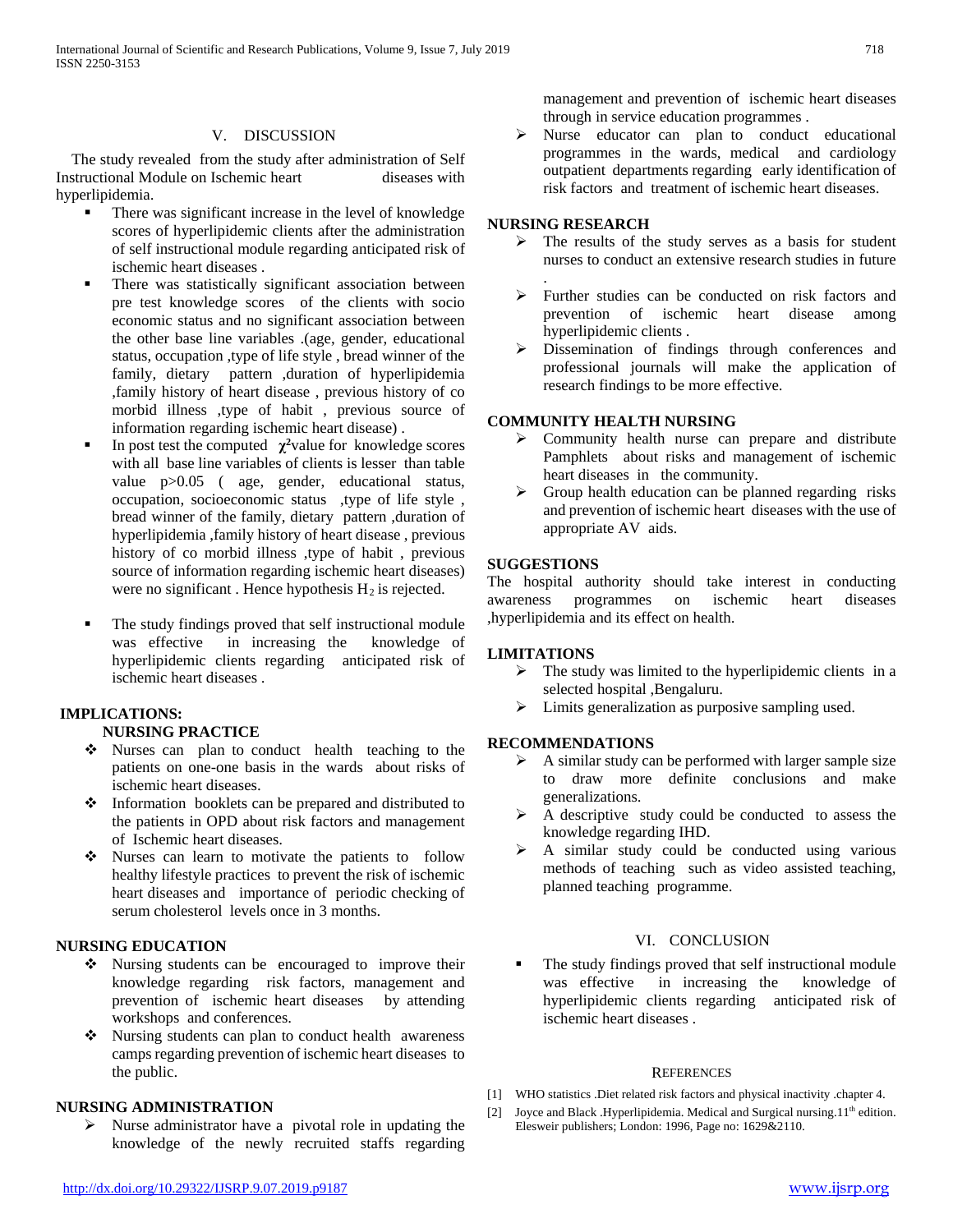## V. DISCUSSION

The study revealed from the study after administration of Self Instructional Module on Ischemic heart diseases with hyperlipidemia.

- There was significant increase in the level of knowledge scores of hyperlipidemic clients after the administration of self instructional module regarding anticipated risk of ischemic heart diseases .
- There was statistically significant association between pre test knowledge scores of the clients with socio economic status and no significant association between the other base line variables .(age, gender, educational status, occupation ,type of life style , bread winner of the family, dietary pattern ,duration of hyperlipidemia ,family history of heart disease , previous history of co morbid illness ,type of habit , previous source of information regarding ischemic heart disease) .
- In post test the computed $\chi^2$value for knowledge scores with all base line variables of clients is lesser than table value p>0.05 ( age, gender, educational status, occupation, socioeconomic status ,type of life style , bread winner of the family, dietary pattern ,duration of hyperlipidemia ,family history of heart disease , previous history of co morbid illness ,type of habit , previous source of information regarding ischemic heart diseases) were no significant . Hence hypothesis $H_2$ is rejected.
- The study findings proved that self instructional module was effective in increasing the knowledge of hyperlipidemic clients regarding anticipated risk of ischemic heart diseases .

### IMPLICATIONS:

#### NURSING PRACTICE

- Nurses can plan to conduct health teaching to the patients on one-one basis in the wards about risks of ischemic heart diseases.
- Information booklets can be prepared and distributed to the patients in OPD about risk factors and management of Ischemic heart diseases.
- Nurses can learn to motivate the patients to follow healthy lifestyle practices to prevent the risk of ischemic heart diseases and importance of periodic checking of serum cholesterol levels once in 3 months.

#### NURSING EDUCATION

- Nursing students can be encouraged to improve their knowledge regarding risk factors, management and prevention of ischemic heart diseases by attending workshops and conferences.
- Nursing students can plan to conduct health awareness camps regarding prevention of ischemic heart diseases to the public.

#### NURSING ADMINISTRATION

- Nurse administrator have a pivotal role in updating the knowledge of the newly recruited staffs regarding management and prevention of ischemic heart diseases through in service education programmes .
- Nurse educator can plan to conduct educational programmes in the wards, medical and cardiology outpatient departments regarding early identification of risk factors and treatment of ischemic heart diseases.

#### NURSING RESEARCH

- The results of the study serves as a basis for student nurses to conduct an extensive research studies in future .
- Further studies can be conducted on risk factors and prevention of ischemic heart disease among hyperlipidemic clients .
- Dissemination of findings through conferences and professional journals will make the application of research findings to be more effective.

#### COMMUNITY HEALTH NURSING

- Community health nurse can prepare and distribute Pamphlets about risks and management of ischemic heart diseases in the community.
- Group health education can be planned regarding risks and prevention of ischemic heart diseases with the use of appropriate AV aids.

### SUGGESTIONS

The hospital authority should take interest in conducting awareness programmes on ischemic heart diseases ,hyperlipidemia and its effect on health.

### LIMITATIONS

- The study was limited to the hyperlipidemic clients in a selected hospital ,Bengaluru.
- Limits generalization as purposive sampling used.

### RECOMMENDATIONS

- A similar study can be performed with larger sample size to draw more definite conclusions and make generalizations.
- A descriptive study could be conducted to assess the knowledge regarding IHD.
- A similar study could be conducted using various methods of teaching such as video assisted teaching, planned teaching programme.

## VI. CONCLUSION

- The study findings proved that self instructional module was effective in increasing the knowledge of hyperlipidemic clients regarding anticipated risk of ischemic heart diseases .

## REFERENCES

[1] WHO statistics .Diet related risk factors and physical inactivity .chapter 4.

[2] Joyce and Black .Hyperlipidemia. Medical and Surgical nursing.11th edition. Elesweir publishers; London: 1996, Page no: 1629&2110.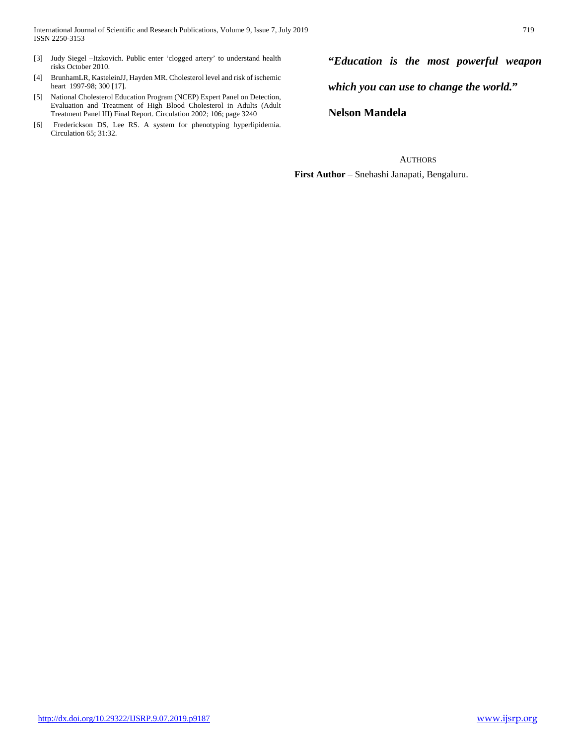[3] Judy Siegel –Itzkovich. Public enter 'clogged artery' to understand health risks October 2010.

[4] BrunhamLR, KasteleinJJ, Hayden MR. Cholesterol level and risk of ischemic heart 1997-98; 300 [17].

[5] National Cholesterol Education Program (NCEP) Expert Panel on Detection, Evaluation and Treatment of High Blood Cholesterol in Adults (Adult Treatment Panel III) Final Report. Circulation 2002; 106; page 3240

[6] Frederickson DS, Lee RS. A system for phenotyping hyperlipidemia. Circulation 65; 31:32.

***"Education is the most powerful weapon which you can use to change the world."***

**Nelson Mandela**

AUTHORS

**First Author** – Snehashi Janapati, Bengaluru.